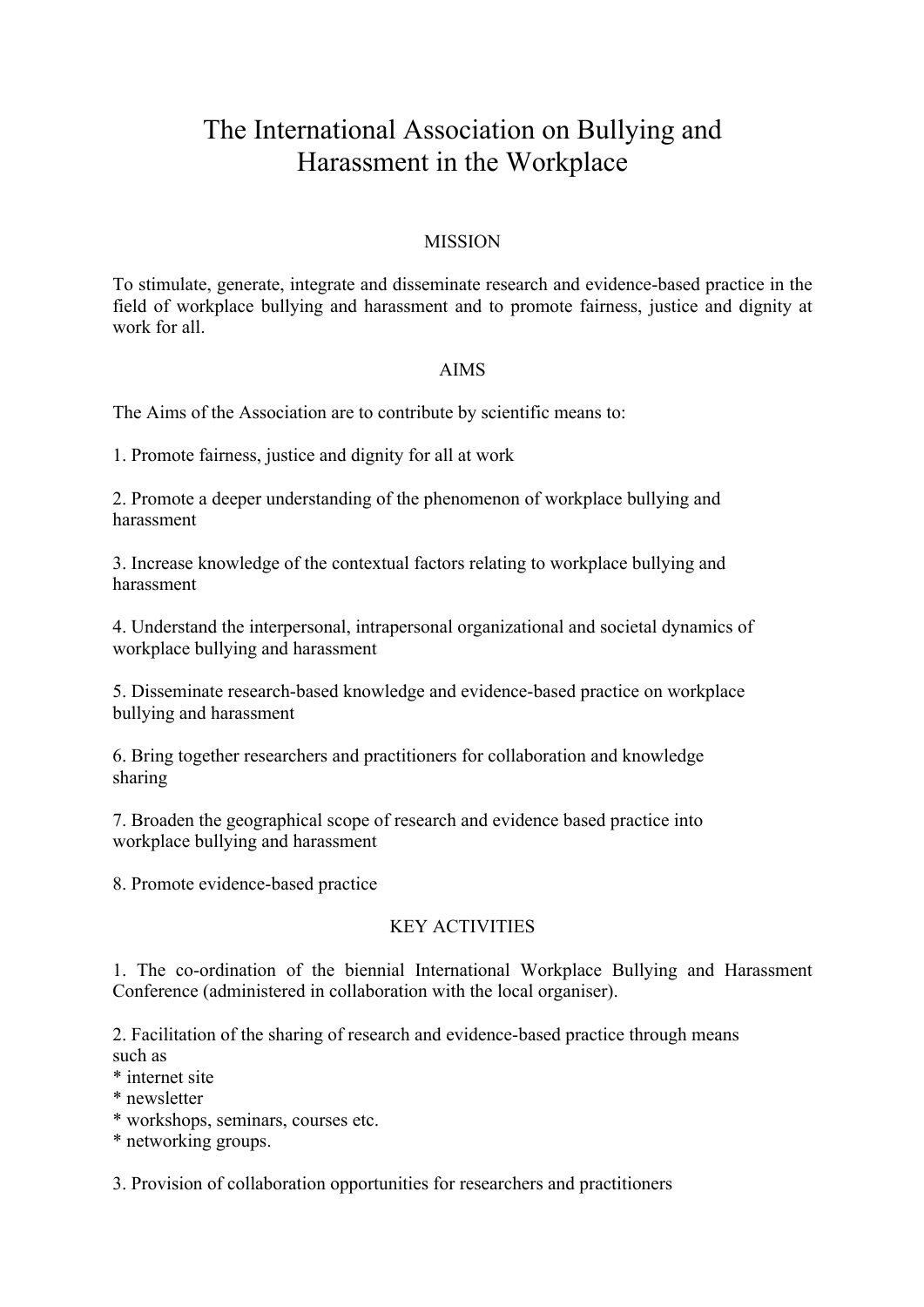# The International Association on Bullying and Harassment in the Workplace

## MISSION

To stimulate, generate, integrate and disseminate research and evidence-based practice in the field of workplace bullying and harassment and to promote fairness, justice and dignity at work for all.

## AIMS

The Aims of the Association are to contribute by scientific means to:

1. Promote fairness, justice and dignity for all at work

2. Promote a deeper understanding of the phenomenon of workplace bullying and harassment

3. Increase knowledge of the contextual factors relating to workplace bullying and harassment

4. Understand the interpersonal, intrapersonal organizational and societal dynamics of workplace bullying and harassment

5. Disseminate research-based knowledge and evidence-based practice on workplace bullying and harassment

6. Bring together researchers and practitioners for collaboration and knowledge sharing

7. Broaden the geographical scope of research and evidence based practice into workplace bullying and harassment

8. Promote evidence-based practice

## KEY ACTIVITIES

1. The co-ordination of the biennial International Workplace Bullying and Harassment Conference (administered in collaboration with the local organiser).

2. Facilitation of the sharing of research and evidence-based practice through means such as
* internet site
* newsletter
* workshops, seminars, courses etc.
* networking groups.

3. Provision of collaboration opportunities for researchers and practitioners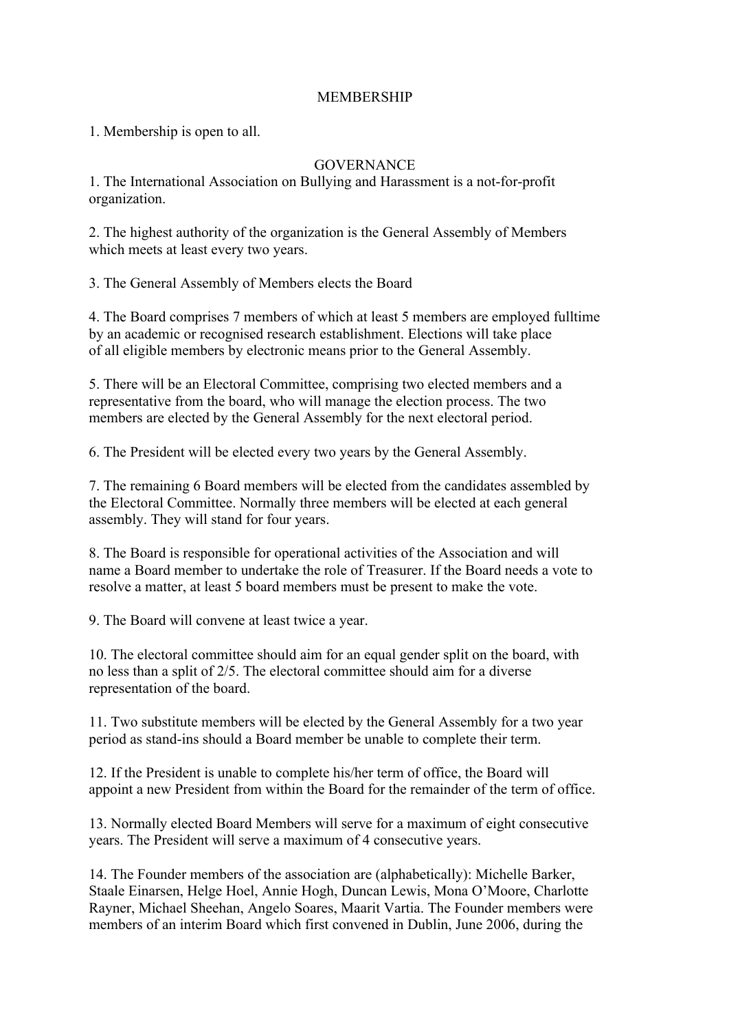## MEMBERSHIP

1. Membership is open to all.

## GOVERNANCE

1. The International Association on Bullying and Harassment is a not-for-profit organization.

2. The highest authority of the organization is the General Assembly of Members which meets at least every two years.

3. The General Assembly of Members elects the Board

4. The Board comprises 7 members of which at least 5 members are employed fulltime by an academic or recognised research establishment. Elections will take place of all eligible members by electronic means prior to the General Assembly.

5. There will be an Electoral Committee, comprising two elected members and a representative from the board, who will manage the election process. The two members are elected by the General Assembly for the next electoral period.

6. The President will be elected every two years by the General Assembly.

7. The remaining 6 Board members will be elected from the candidates assembled by the Electoral Committee. Normally three members will be elected at each general assembly. They will stand for four years.

8. The Board is responsible for operational activities of the Association and will name a Board member to undertake the role of Treasurer. If the Board needs a vote to resolve a matter, at least 5 board members must be present to make the vote.

9. The Board will convene at least twice a year.

10. The electoral committee should aim for an equal gender split on the board, with no less than a split of 2/5. The electoral committee should aim for a diverse representation of the board.

11. Two substitute members will be elected by the General Assembly for a two year period as stand-ins should a Board member be unable to complete their term.

12. If the President is unable to complete his/her term of office, the Board will appoint a new President from within the Board for the remainder of the term of office.

13. Normally elected Board Members will serve for a maximum of eight consecutive years. The President will serve a maximum of 4 consecutive years.

14. The Founder members of the association are (alphabetically): Michelle Barker, Staale Einarsen, Helge Hoel, Annie Hogh, Duncan Lewis, Mona O'Moore, Charlotte Rayner, Michael Sheehan, Angelo Soares, Maarit Vartia. The Founder members were members of an interim Board which first convened in Dublin, June 2006, during the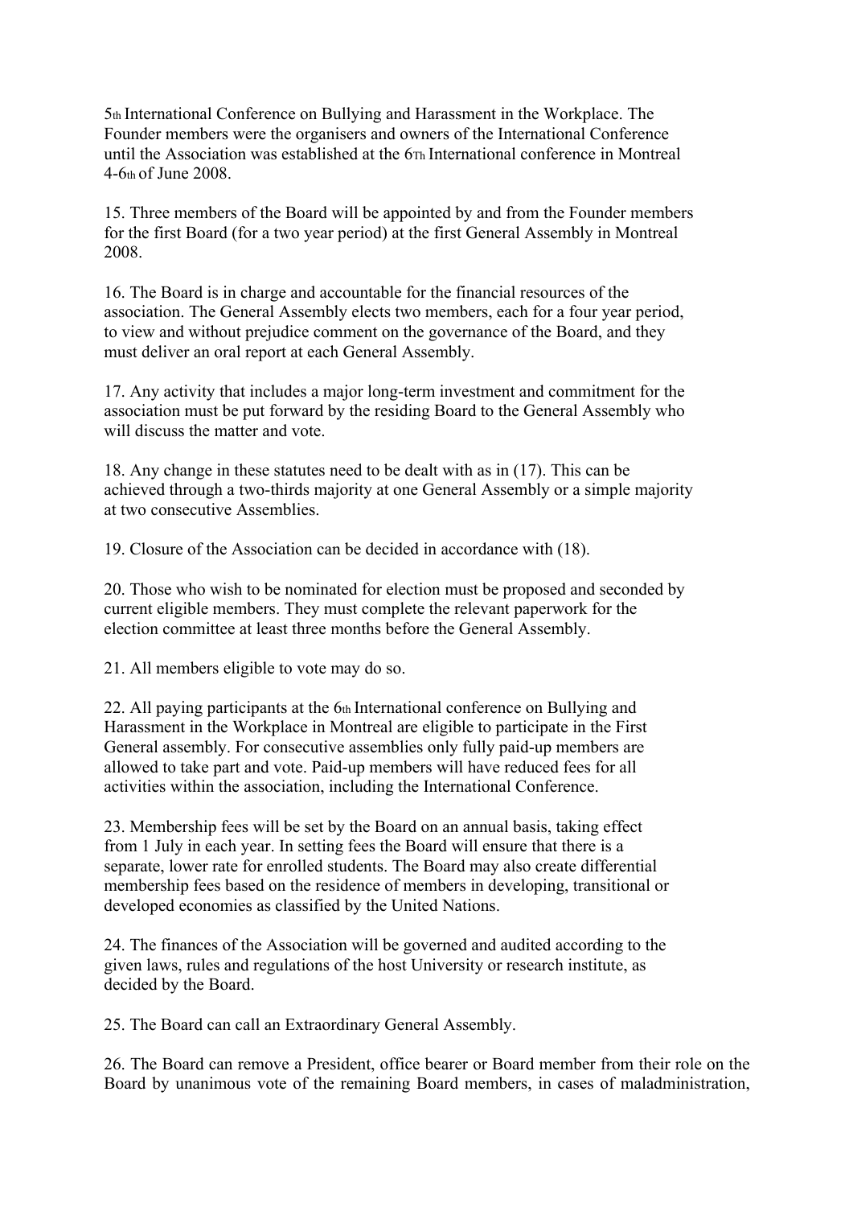5th International Conference on Bullying and Harassment in the Workplace. The Founder members were the organisers and owners of the International Conference until the Association was established at the 6Th International conference in Montreal 4-6th of June 2008.

15. Three members of the Board will be appointed by and from the Founder members for the first Board (for a two year period) at the first General Assembly in Montreal 2008.

16. The Board is in charge and accountable for the financial resources of the association. The General Assembly elects two members, each for a four year period, to view and without prejudice comment on the governance of the Board, and they must deliver an oral report at each General Assembly.

17. Any activity that includes a major long-term investment and commitment for the association must be put forward by the residing Board to the General Assembly who will discuss the matter and vote.

18. Any change in these statutes need to be dealt with as in (17). This can be achieved through a two-thirds majority at one General Assembly or a simple majority at two consecutive Assemblies.

19. Closure of the Association can be decided in accordance with (18).

20. Those who wish to be nominated for election must be proposed and seconded by current eligible members. They must complete the relevant paperwork for the election committee at least three months before the General Assembly.

21. All members eligible to vote may do so.

22. All paying participants at the 6th International conference on Bullying and Harassment in the Workplace in Montreal are eligible to participate in the First General assembly. For consecutive assemblies only fully paid-up members are allowed to take part and vote. Paid-up members will have reduced fees for all activities within the association, including the International Conference.

23. Membership fees will be set by the Board on an annual basis, taking effect from 1 July in each year. In setting fees the Board will ensure that there is a separate, lower rate for enrolled students. The Board may also create differential membership fees based on the residence of members in developing, transitional or developed economies as classified by the United Nations.

24. The finances of the Association will be governed and audited according to the given laws, rules and regulations of the host University or research institute, as decided by the Board.

25. The Board can call an Extraordinary General Assembly.

26. The Board can remove a President, office bearer or Board member from their role on the Board by unanimous vote of the remaining Board members, in cases of maladministration,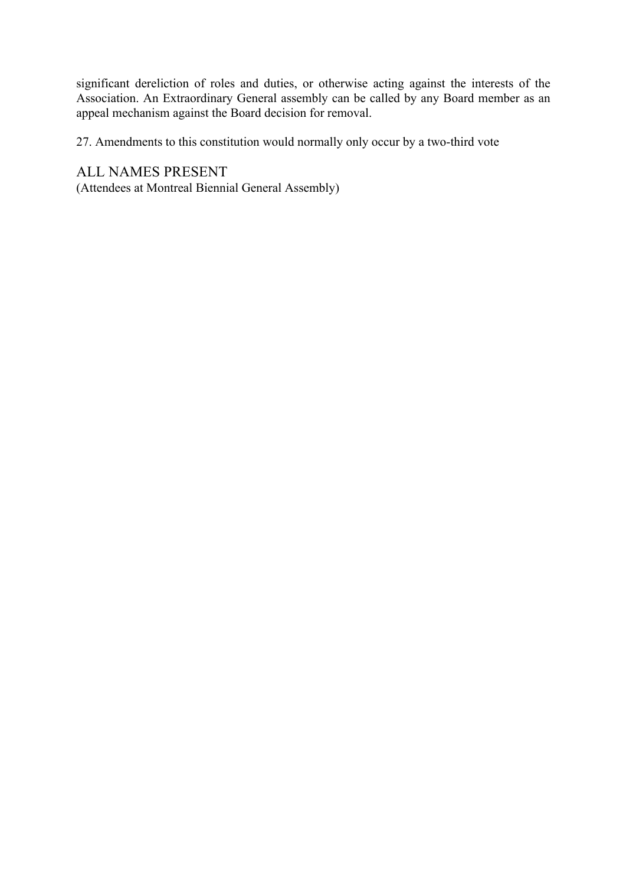significant dereliction of roles and duties, or otherwise acting against the interests of the Association. An Extraordinary General assembly can be called by any Board member as an appeal mechanism against the Board decision for removal.

27. Amendments to this constitution would normally only occur by a two-third vote

## ALL NAMES PRESENT

(Attendees at Montreal Biennial General Assembly)